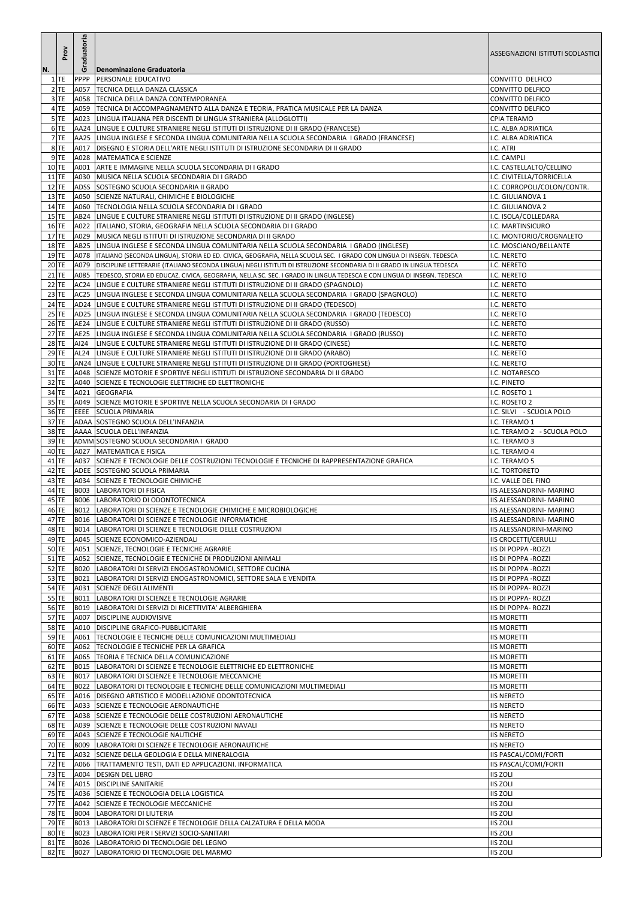| N. | Prov | Graduatoria | Denominazione Graduatoria | ASSEGNAZIONI ISTITUTI SCOLASTICI |
|---|---|---|---|---|
| 1 | TE | PPPP | PERSONALE EDUCATIVO | CONVITTO DELFICO |
| 2 | TE | A057 | TECNICA DELLA DANZA CLASSICA | CONVITTO DELFICO |
| 3 | TE | A058 | TECNICA DELLA DANZA CONTEMPORANEA | CONVITTO DELFICO |
| 4 | TE | A059 | TECNICA DI ACCOMPAGNAMENTO ALLA DANZA E TEORIA, PRATICA MUSICALE PER LA DANZA | CONVITTO DELFICO |
| 5 | TE | A023 | LINGUA ITALIANA PER DISCENTI DI LINGUA STRANIERA (ALLOGLOTTI) | CPIA TERAMO |
| 6 | TE | AA24 | LINGUE E CULTURE STRANIERE NEGLI ISTITUTI DI ISTRUZIONE DI II GRADO (FRANCESE) | I.C. ALBA ADRIATICA |
| 7 | TE | AA25 | LINGUA INGLESE E SECONDA LINGUA COMUNITARIA NELLA SCUOLA SECONDARIA I GRADO (FRANCESE) | I.C. ALBA ADRIATICA |
| 8 | TE | A017 | DISEGNO E STORIA DELL'ARTE NEGLI ISTITUTI DI ISTRUZIONE SECONDARIA DI II GRADO | I.C. ATRI |
| 9 | TE | A028 | MATEMATICA E SCIENZE | I.C. CAMPLI |
| 10 | TE | A001 | ARTE E IMMAGINE NELLA SCUOLA SECONDARIA DI I GRADO | I.C. CASTELLALTO/CELLINO |
| 11 | TE | A030 | MUSICA NELLA SCUOLA SECONDARIA DI I GRADO | I.C. CIVITELLA/TORRICELLA |
| 12 | TE | ADSS | SOSTEGNO SCUOLA SECONDARIA II GRADO | I.C. CORROPOLI/COLON/CONTR. |
| 13 | TE | A050 | SCIENZE NATURALI, CHIMICHE E BIOLOGICHE | I.C. GIULIANOVA 1 |
| 14 | TE | A060 | TECNOLOGIA NELLA SCUOLA SECONDARIA DI I GRADO | I.C. GIULIANOVA 2 |
| 15 | TE | AB24 | LINGUE E CULTURE STRANIERE NEGLI ISTITUTI DI ISTRUZIONE DI II GRADO (INGLESE) | I.C. ISOLA/COLLEDARA |
| 16 | TE | A022 | ITALIANO, STORIA, GEOGRAFIA NELLA SCUOLA SECONDARIA DI I GRADO | I.C. MARTINSICURO |
| 17 | TE | A029 | MUSICA NEGLI ISTITUTI DI ISTRUZIONE SECONDARIA DI II GRADO | I.C. MONTORIO/CROGNALETO |
| 18 | TE | AB25 | LINGUA INGLESE E SECONDA LINGUA COMUNITARIA NELLA SCUOLA SECONDARIA I GRADO (INGLESE) | I.C. MOSCIANO/BELLANTE |
| 19 | TE | A078 | ITALIANO (SECONDA LINGUA), STORIA ED ED. CIVICA, GEOGRAFIA, NELLA SCUOLA SEC. I GRADO CON LINGUA DI INSEGN. TEDESCA | I.C. NERETO |
| 20 | TE | A079 | DISCIPLINE LETTERARIE (ITALIANO SECONDA LINGUA) NEGLI ISTITUTI DI ISTRUZIONE SECONDARIA DI II GRADO IN LINGUA TEDESCA | I.C. NERETO |
| 21 | TE | A085 | TEDESCO, STORIA ED EDUCAZ. CIVICA, GEOGRAFIA, NELLA SC. SEC. I GRADO IN LINGUA TEDESCA E CON LINGUA DI INSEGN. TEDESCA | I.C. NERETO |
| 22 | TE | AC24 | LINGUE E CULTURE STRANIERE NEGLI ISTITUTI DI ISTRUZIONE DI II GRADO (SPAGNOLO) | I.C. NERETO |
| 23 | TE | AC25 | LINGUA INGLESE E SECONDA LINGUA COMUNITARIA NELLA SCUOLA SECONDARIA I GRADO (SPAGNOLO) | I.C. NERETO |
| 24 | TE | AD24 | LINGUE E CULTURE STRANIERE NEGLI ISTITUTI DI ISTRUZIONE DI II GRADO (TEDESCO) | I.C. NERETO |
| 25 | TE | AD25 | LINGUA INGLESE E SECONDA LINGUA COMUNITARIA NELLA SCUOLA SECONDARIA I GRADO (TEDESCO) | I.C. NERETO |
| 26 | TE | AE24 | LINGUE E CULTURE STRANIERE NEGLI ISTITUTI DI ISTRUZIONE DI II GRADO (RUSSO) | I.C. NERETO |
| 27 | TE | AE25 | LINGUA INGLESE E SECONDA LINGUA COMUNITARIA NELLA SCUOLA SECONDARIA I GRADO (RUSSO) | I.C. NERETO |
| 28 | TE | AI24 | LINGUE E CULTURE STRANIERE NEGLI ISTITUTI DI ISTRUZIONE DI II GRADO (CINESE) | I.C. NERETO |
| 29 | TE | AL24 | LINGUE E CULTURE STRANIERE NEGLI ISTITUTI DI ISTRUZIONE DI II GRADO (ARABO) | I.C. NERETO |
| 30 | TE | AN24 | LINGUE E CULTURE STRANIERE NEGLI ISTITUTI DI ISTRUZIONE DI II GRADO (PORTOGHESE) | I.C. NERETO |
| 31 | TE | A048 | SCIENZE MOTORIE E SPORTIVE NEGLI ISTITUTI DI ISTRUZIONE SECONDARIA DI II GRADO | I.C. NOTARESCO |
| 32 | TE | A040 | SCIENZE E TECNOLOGIE ELETTRICHE ED ELETTRONICHE | I.C. PINETO |
| 34 | TE | A021 | GEOGRAFIA | I.C. ROSETO 1 |
| 35 | TE | A049 | SCIENZE MOTORIE E SPORTIVE NELLA SCUOLA SECONDARIA DI I GRADO | I.C. ROSETO 2 |
| 36 | TE | EEEE | SCUOLA PRIMARIA | I.C. SILVI - SCUOLA POLO |
| 37 | TE | ADAA | SOSTEGNO SCUOLA DELL'INFANZIA | I.C. TERAMO 1 |
| 38 | TE | AAAA | SCUOLA DELL'INFANZIA | I.C. TERAMO 2 - SCUOLA POLO |
| 39 | TE | ADMM | SOSTEGNO SCUOLA SECONDARIA I GRADO | I.C. TERAMO 3 |
| 40 | TE | A027 | MATEMATICA E FISICA | I.C. TERAMO 4 |
| 41 | TE | A037 | SCIENZE E TECNOLOGIE DELLE COSTRUZIONI TECNOLOGIE E TECNICHE DI RAPPRESENTAZIONE GRAFICA | I.C. TERAMO 5 |
| 42 | TE | ADEE | SOSTEGNO SCUOLA PRIMARIA | I.C. TORTORETO |
| 43 | TE | A034 | SCIENZE E TECNOLOGIE CHIMICHE | I.C. VALLE DEL FINO |
| 44 | TE | B003 | LABORATORI DI FISICA | IIS ALESSANDRINI- MARINO |
| 45 | TE | B006 | LABORATORIO DI ODONTOTECNICA | IIS ALESSANDRINI- MARINO |
| 46 | TE | B012 | LABORATORI DI SCIENZE E TECNOLOGIE CHIMICHE E MICROBIOLOGICHE | IIS ALESSANDRINI- MARINO |
| 47 | TE | B016 | LABORATORI DI SCIENZE E TECNOLOGIE INFORMATICHE | IIS ALESSANDRINI- MARINO |
| 48 | TE | B014 | LABORATORI DI SCIENZE E TECNOLOGIE DELLE COSTRUZIONI | IIS ALESSANDRINI-MARINO |
| 49 | TE | A045 | SCIENZE ECONOMICO-AZIENDALI | IIS CROCETTI/CERULLI |
| 50 | TE | A051 | SCIENZE, TECNOLOGIE E TECNICHE AGRARIE | IIS DI POPPA -ROZZI |
| 51 | TE | A052 | SCIENZE, TECNOLOGIE E TECNICHE DI PRODUZIONI ANIMALI | IIS DI POPPA -ROZZI |
| 52 | TE | B020 | LABORATORI DI SERVIZI ENOGASTRONOMICI, SETTORE CUCINA | IIS DI POPPA -ROZZI |
| 53 | TE | B021 | LABORATORI DI SERVIZI ENOGASTRONOMICI, SETTORE SALA E VENDITA | IIS DI POPPA -ROZZI |
| 54 | TE | A031 | SCIENZE DEGLI ALIMENTI | IIS DI POPPA- ROZZI |
| 55 | TE | B011 | LABORATORI DI SCIENZE E TECNOLOGIE AGRARIE | IIS DI POPPA- ROZZI |
| 56 | TE | B019 | LABORATORI DI SERVIZI DI RICETTIVITA' ALBERGHIERA | IIS DI POPPA- ROZZI |
| 57 | TE | A007 | DISCIPLINE AUDIOVISIVE | IIS MORETTI |
| 58 | TE | A010 | DISCIPLINE GRAFICO-PUBBLICITARIE | IIS MORETTI |
| 59 | TE | A061 | TECNOLOGIE E TECNICHE DELLE COMUNICAZIONI MULTIMEDIALI | IIS MORETTI |
| 60 | TE | A062 | TECNOLOGIE E TECNICHE PER LA GRAFICA | IIS MORETTI |
| 61 | TE | A065 | TEORIA E TECNICA DELLA COMUNICAZIONE | IIS MORETTI |
| 62 | TE | B015 | LABORATORI DI SCIENZE E TECNOLOGIE ELETTRICHE ED ELETTRONICHE | IIS MORETTI |
| 63 | TE | B017 | LABORATORI DI SCIENZE E TECNOLOGIE MECCANICHE | IIS MORETTI |
| 64 | TE | B022 | LABORATORI DI TECNOLOGIE E TECNICHE DELLE COMUNICAZIONI MULTIMEDIALI | IIS MORETTI |
| 65 | TE | A016 | DISEGNO ARTISTICO E MODELLAZIONE ODONTOTECNICA | IIS NERETO |
| 66 | TE | A033 | SCIENZE E TECNOLOGIE AERONAUTICHE | IIS NERETO |
| 67 | TE | A038 | SCIENZE E TECNOLOGIE DELLE COSTRUZIONI AERONAUTICHE | IIS NERETO |
| 68 | TE | A039 | SCIENZE E TECNOLOGIE DELLE COSTRUZIONI NAVALI | IIS NERETO |
| 69 | TE | A043 | SCIENZE E TECNOLOGIE NAUTICHE | IIS NERETO |
| 70 | TE | B009 | LABORATORI DI SCIENZE E TECNOLOGIE AERONAUTICHE | IIS NERETO |
| 71 | TE | A032 | SCIENZE DELLA GEOLOGIA E DELLA MINERALOGIA | IIS PASCAL/COMI/FORTI |
| 72 | TE | A066 | TRATTAMENTO TESTI, DATI ED APPLICAZIONI. INFORMATICA | IIS PASCAL/COMI/FORTI |
| 73 | TE | A004 | DESIGN DEL LIBRO | IIS ZOLI |
| 74 | TE | A015 | DISCIPLINE SANITARIE | IIS ZOLI |
| 75 | TE | A036 | SCIENZE E TECNOLOGIA DELLA LOGISTICA | IIS ZOLI |
| 77 | TE | A042 | SCIENZE E TECNOLOGIE MECCANICHE | IIS ZOLI |
| 78 | TE | B004 | LABORATORI DI LIUTERIA | IIS ZOLI |
| 79 | TE | B013 | LABORATORI DI SCIENZE E TECNOLOGIE DELLA CALZATURA E DELLA MODA | IIS ZOLI |
| 80 | TE | B023 | LABORATORI PER I SERVIZI SOCIO-SANITARI | IIS ZOLI |
| 81 | TE | B026 | LABORATORIO DI TECNOLOGIE DEL LEGNO | IIS ZOLI |
| 82 | TE | B027 | LABORATORIO DI TECNOLOGIE DEL MARMO | IIS ZOLI |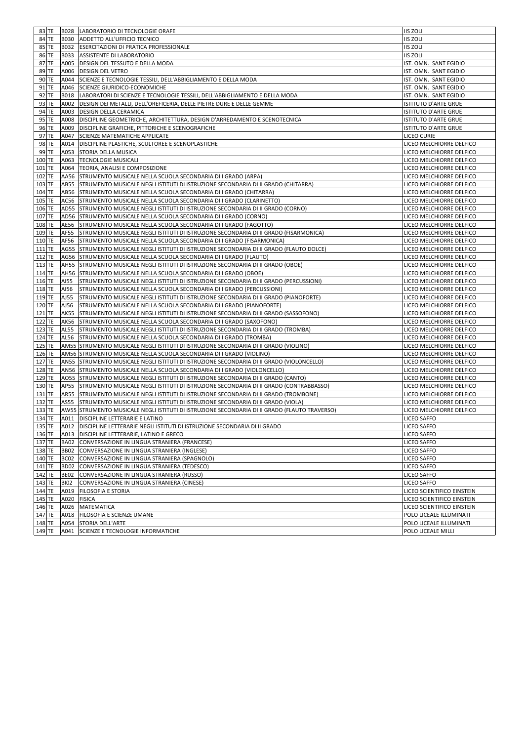| | | | | |
|---|---|---|---|---|
| 83 | TE | B028 | LABORATORIO DI TECNOLOGIE ORAFE | IIS ZOLI |
| 84 | TE | B030 | ADDETTO ALL'UFFICIO TECNICO | IIS ZOLI |
| 85 | TE | B032 | ESERCITAZIONI DI PRATICA PROFESSIONALE | IIS ZOLI |
| 86 | TE | B033 | ASSISTENTE DI LABORATORIO | IIS ZOLI |
| 87 | TE | A005 | DESIGN DEL TESSUTO E DELLA MODA | IST. OMN. SANT EGIDIO |
| 89 | TE | A006 | DESIGN DEL VETRO | IST. OMN. SANT EGIDIO |
| 90 | TE | A044 | SCIENZE E TECNOLOGIE TESSILI, DELL'ABBIGLIAMENTO E DELLA MODA | IST. OMN. SANT EGIDIO |
| 91 | TE | A046 | SCIENZE GIURIDICO-ECONOMICHE | IST. OMN. SANT EGIDIO |
| 92 | TE | B018 | LABORATORI DI SCIENZE E TECNOLOGIE TESSILI, DELL'ABBIGLIAMENTO E DELLA MODA | IST. OMN. SANT EGIDIO |
| 93 | TE | A002 | DESIGN DEI METALLI, DELL'OREFICERIA, DELLE PIETRE DURE E DELLE GEMME | ISTITUTO D'ARTE GRUE |
| 94 | TE | A003 | DESIGN DELLA CERAMICA | ISTITUTO D'ARTE GRUE |
| 95 | TE | A008 | DISCIPLINE GEOMETRICHE, ARCHITETTURA, DESIGN D'ARREDAMENTO E SCENOTECNICA | ISTITUTO D'ARTE GRUE |
| 96 | TE | A009 | DISCIPLINE GRAFICHE, PITTORICHE E SCENOGRAFICHE | ISTITUTO D'ARTE GRUE |
| 97 | TE | A047 | SCIENZE MATEMATICHE APPLICATE | LICEO CURIE |
| 98 | TE | A014 | DISCIPLINE PLASTICHE, SCULTOREE E SCENOPLASTICHE | LICEO MELCHIORRE DELFICO |
| 99 | TE | A053 | STORIA DELLA MUSICA | LICEO MELCHIORRE DELFICO |
| 100 | TE | A063 | TECNOLOGIE MUSICALI | LICEO MELCHIORRE DELFICO |
| 101 | TE | A064 | TEORIA, ANALISI E COMPOSIZIONE | LICEO MELCHIORRE DELFICO |
| 102 | TE | AA56 | STRUMENTO MUSICALE NELLA SCUOLA SECONDARIA DI I GRADO (ARPA) | LICEO MELCHIORRE DELFICO |
| 103 | TE | AB55 | STRUMENTO MUSICALE NEGLI ISTITUTI DI ISTRUZIONE SECONDARIA DI II GRADO (CHITARRA) | LICEO MELCHIORRE DELFICO |
| 104 | TE | AB56 | STRUMENTO MUSICALE NELLA SCUOLA SECONDARIA DI I GRADO (CHITARRA) | LICEO MELCHIORRE DELFICO |
| 105 | TE | AC56 | STRUMENTO MUSICALE NELLA SCUOLA SECONDARIA DI I GRADO (CLARINETTO) | LICEO MELCHIORRE DELFICO |
| 106 | TE | AD55 | STRUMENTO MUSICALE NEGLI ISTITUTI DI ISTRUZIONE SECONDARIA DI II GRADO (CORNO) | LICEO MELCHIORRE DELFICO |
| 107 | TE | AD56 | STRUMENTO MUSICALE NELLA SCUOLA SECONDARIA DI I GRADO (CORNO) | LICEO MELCHIORRE DELFICO |
| 108 | TE | AE56 | STRUMENTO MUSICALE NELLA SCUOLA SECONDARIA DI I GRADO (FAGOTTO) | LICEO MELCHIORRE DELFICO |
| 109 | TE | AF55 | STRUMENTO MUSICALE NEGLI ISTITUTI DI ISTRUZIONE SECONDARIA DI II GRADO (FISARMONICA) | LICEO MELCHIORRE DELFICO |
| 110 | TE | AF56 | STRUMENTO MUSICALE NELLA SCUOLA SECONDARIA DI I GRADO (FISARMONICA) | LICEO MELCHIORRE DELFICO |
| 111 | TE | AG55 | STRUMENTO MUSICALE NEGLI ISTITUTI DI ISTRUZIONE SECONDARIA DI II GRADO (FLAUTO DOLCE) | LICEO MELCHIORRE DELFICO |
| 112 | TE | AG56 | STRUMENTO MUSICALE NELLA SCUOLA SECONDARIA DI I GRADO (FLAUTO) | LICEO MELCHIORRE DELFICO |
| 113 | TE | AH55 | STRUMENTO MUSICALE NEGLI ISTITUTI DI ISTRUZIONE SECONDARIA DI II GRADO (OBOE) | LICEO MELCHIORRE DELFICO |
| 114 | TE | AH56 | STRUMENTO MUSICALE NELLA SCUOLA SECONDARIA DI I GRADO (OBOE) | LICEO MELCHIORRE DELFICO |
| 116 | TE | AI55 | STRUMENTO MUSICALE NEGLI ISTITUTI DI ISTRUZIONE SECONDARIA DI II GRADO (PERCUSSIONI) | LICEO MELCHIORRE DELFICO |
| 118 | TE | AI56 | STRUMENTO MUSICALE NELLA SCUOLA SECONDARIA DI I GRADO (PERCUSSIONI) | LICEO MELCHIORRE DELFICO |
| 119 | TE | AJ55 | STRUMENTO MUSICALE NEGLI ISTITUTI DI ISTRUZIONE SECONDARIA DI II GRADO (PIANOFORTE) | LICEO MELCHIORRE DELFICO |
| 120 | TE | AJ56 | STRUMENTO MUSICALE NELLA SCUOLA SECONDARIA DI I GRADO (PIANOFORTE) | LICEO MELCHIORRE DELFICO |
| 121 | TE | AK55 | STRUMENTO MUSICALE NEGLI ISTITUTI DI ISTRUZIONE SECONDARIA DI II GRADO (SASSOFONO) | LICEO MELCHIORRE DELFICO |
| 122 | TE | AK56 | STRUMENTO MUSICALE NELLA SCUOLA SECONDARIA DI I GRADO (SAXOFONO) | LICEO MELCHIORRE DELFICO |
| 123 | TE | AL55 | STRUMENTO MUSICALE NEGLI ISTITUTI DI ISTRUZIONE SECONDARIA DI II GRADO (TROMBA) | LICEO MELCHIORRE DELFICO |
| 124 | TE | AL56 | STRUMENTO MUSICALE NELLA SCUOLA SECONDARIA DI I GRADO (TROMBA) | LICEO MELCHIORRE DELFICO |
| 125 | TE | AM55 | STRUMENTO MUSICALE NEGLI ISTITUTI DI ISTRUZIONE SECONDARIA DI II GRADO (VIOLINO) | LICEO MELCHIORRE DELFICO |
| 126 | TE | AM56 | STRUMENTO MUSICALE NELLA SCUOLA SECONDARIA DI I GRADO (VIOLINO) | LICEO MELCHIORRE DELFICO |
| 127 | TE | AN55 | STRUMENTO MUSICALE NEGLI ISTITUTI DI ISTRUZIONE SECONDARIA DI II GRADO (VIOLONCELLO) | LICEO MELCHIORRE DELFICO |
| 128 | TE | AN56 | STRUMENTO MUSICALE NELLA SCUOLA SECONDARIA DI I GRADO (VIOLONCELLO) | LICEO MELCHIORRE DELFICO |
| 129 | TE | AO55 | STRUMENTO MUSICALE NEGLI ISTITUTI DI ISTRUZIONE SECONDARIA DI II GRADO (CANTO) | LICEO MELCHIORRE DELFICO |
| 130 | TE | AP55 | STRUMENTO MUSICALE NEGLI ISTITUTI DI ISTRUZIONE SECONDARIA DI II GRADO (CONTRABBASSO) | LICEO MELCHIORRE DELFICO |
| 131 | TE | AR55 | STRUMENTO MUSICALE NEGLI ISTITUTI DI ISTRUZIONE SECONDARIA DI II GRADO (TROMBONE) | LICEO MELCHIORRE DELFICO |
| 132 | TE | AS55 | STRUMENTO MUSICALE NEGLI ISTITUTI DI ISTRUZIONE SECONDARIA DI II GRADO (VIOLA) | LICEO MELCHIORRE DELFICO |
| 133 | TE | AW55 | STRUMENTO MUSICALE NEGLI ISTITUTI DI ISTRUZIONE SECONDARIA DI II GRADO (FLAUTO TRAVERSO) | LICEO MELCHIORRE DELFICO |
| 134 | TE | A011 | DISCIPLINE LETTERARIE E LATINO | LICEO SAFFO |
| 135 | TE | A012 | DISCIPLINE LETTERARIE NEGLI ISTITUTI DI ISTRUZIONE SECONDARIA DI II GRADO | LICEO SAFFO |
| 136 | TE | A013 | DISCIPLINE LETTERARIE, LATINO E GRECO | LICEO SAFFO |
| 137 | TE | BA02 | CONVERSAZIONE IN LINGUA STRANIERA (FRANCESE) | LICEO SAFFO |
| 138 | TE | BB02 | CONVERSAZIONE IN LINGUA STRANIERA (INGLESE) | LICEO SAFFO |
| 140 | TE | BC02 | CONVERSAZIONE IN LINGUA STRANIERA (SPAGNOLO) | LICEO SAFFO |
| 141 | TE | BD02 | CONVERSAZIONE IN LINGUA STRANIERA (TEDESCO) | LICEO SAFFO |
| 142 | TE | BE02 | CONVERSAZIONE IN LINGUA STRANIERA (RUSSO) | LICEO SAFFO |
| 143 | TE | BI02 | CONVERSAZIONE IN LINGUA STRANIERA (CINESE) | LICEO SAFFO |
| 144 | TE | A019 | FILOSOFIA E STORIA | LICEO SCIENTIFICO EINSTEIN |
| 145 | TE | A020 | FISICA | LICEO SCIENTIFICO EINSTEIN |
| 146 | TE | A026 | MATEMATICA | LICEO SCIENTIFICO EINSTEIN |
| 147 | TE | A018 | FILOSOFIA E SCIENZE UMANE | POLO LICEALE ILLUMINATI |
| 148 | TE | A054 | STORIA DELL'ARTE | POLO LICEALE ILLUMINATI |
| 149 | TE | A041 | SCIENZE E TECNOLOGIE INFORMATICHE | POLO LICEALE MILLI |